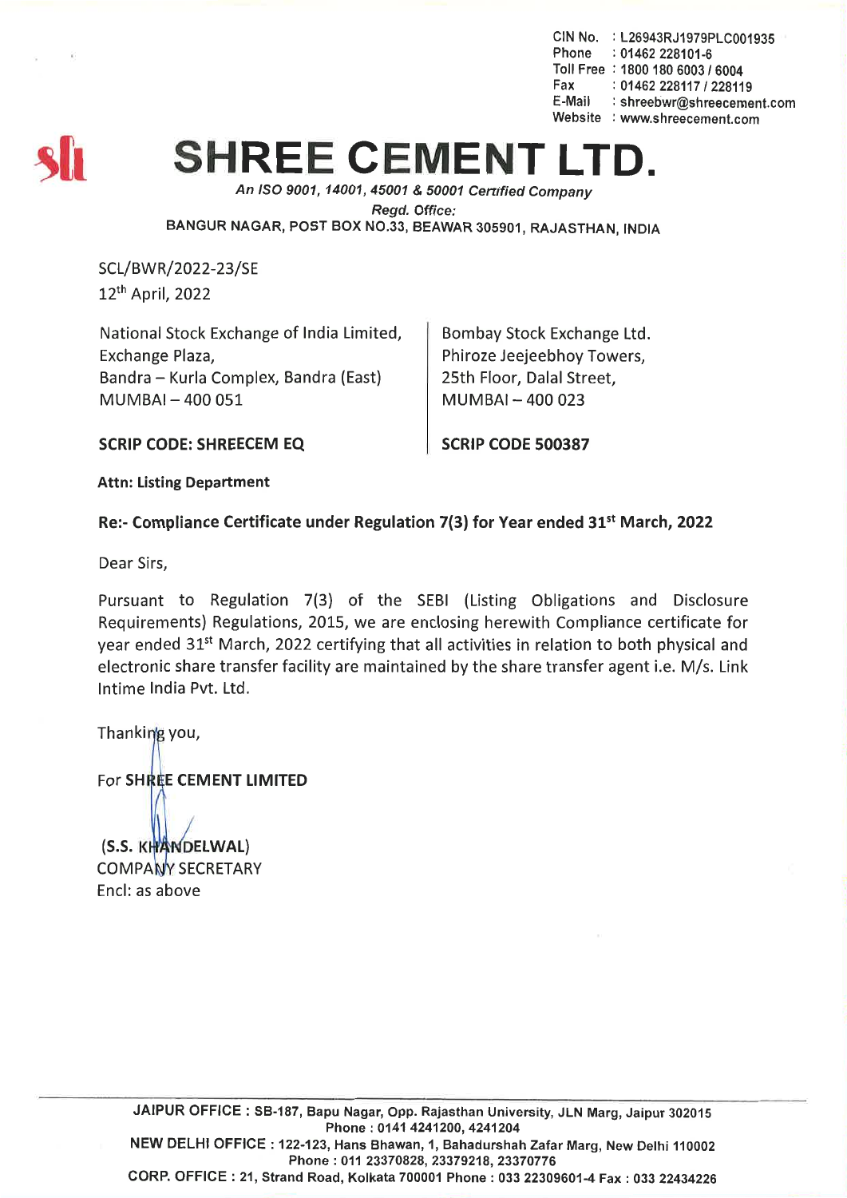CIN No. : L26943RJ1979PLC001935
Phone : 01462 228101-6
Toll Free : 1800 180 6003 / 6004
Fax : 01462 228117 / 228119
E-Mail : shreebwr@shreecement.com
Website : www.shreecement.com

# SHREE CEMENT LTD.

*An ISO 9001, 14001, 45001 & 50001 Certified Company*
*Regd. Office:*
BANGUR NAGAR, POST BOX NO.33, BEAWAR 305901, RAJASTHAN, INDIA

SCL/BWR/2022-23/SE
12th April, 2022

| National Stock Exchange of India Limited, Exchange Plaza, Bandra – Kurla Complex, Bandra (East) MUMBAI – 400 051 | Bombay Stock Exchange Ltd. Phiroze Jeejeebhoy Towers, 25th Floor, Dalal Street, MUMBAI – 400 023 |
|---|---|
| **SCRIP CODE: SHREECEM EQ** | **SCRIP CODE 500387** |

**Attn: Listing Department**

**Re:- Compliance Certificate under Regulation 7(3) for Year ended 31st March, 2022**

Dear Sirs,

Pursuant to Regulation 7(3) of the SEBI (Listing Obligations and Disclosure Requirements) Regulations, 2015, we are enclosing herewith Compliance certificate for year ended 31st March, 2022 certifying that all activities in relation to both physical and electronic share transfer facility are maintained by the share transfer agent i.e. M/s. Link Intime India Pvt. Ltd.

Thanking you,

For **SHREE CEMENT LIMITED**

**(S.S. KHANDELWAL)**
COMPANY SECRETARY
Encl: as above

JAIPUR OFFICE : SB-187, Bapu Nagar, Opp. Rajasthan University, JLN Marg, Jaipur 302015 Phone : 0141 4241200, 4241204
NEW DELHI OFFICE : 122-123, Hans Bhawan, 1, Bahadurshah Zafar Marg, New Delhi 110002 Phone : 011 23370828, 23379218, 23370776
CORP. OFFICE : 21, Strand Road, Kolkata 700001 Phone : 033 22309601-4 Fax : 033 22434226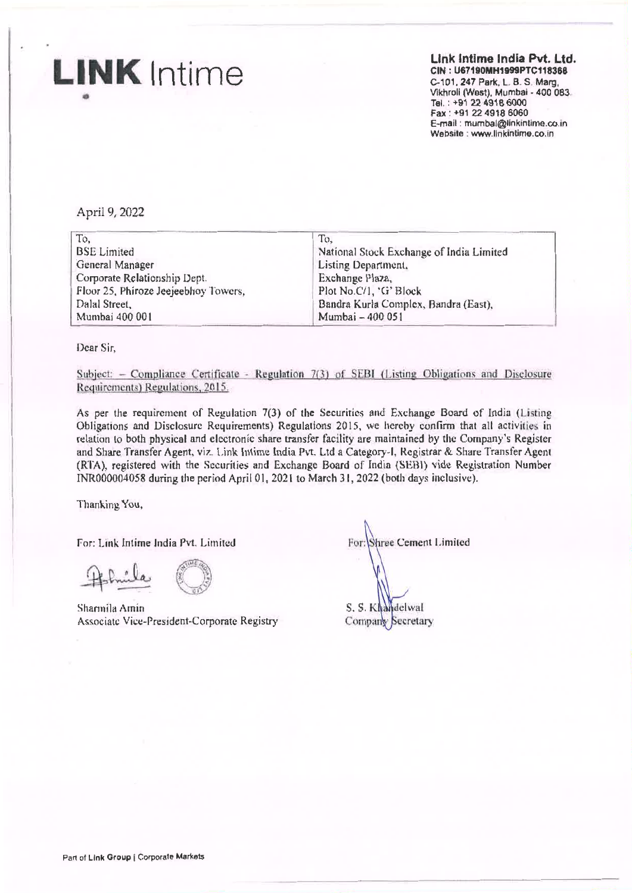# LINK Intime

**Link Intime India Pvt. Ltd.**
CIN : U67190MH1999PTC118368
C-101, 247 Park, L. B. S. Marg,
Vikhroli (West), Mumbai - 400 083.
Tel. : +91 22 4918 6000
Fax : +91 22 4918 6060
E-mail : mumbai@linkintime.co.in
Website : www.linkintime.co.in

April 9, 2022

| | |
|---|---|
| To,<br>BSE Limited<br>General Manager<br>Corporate Relationship Dept.<br>Floor 25, Phiroze Jeejeebhoy Towers,<br>Dalal Street,<br>Mumbai 400 001 | To,<br>National Stock Exchange of India Limited<br>Listing Department,<br>Exchange Plaza,<br>Plot No.C/1, 'G' Block<br>Bandra Kurla Complex, Bandra (East),<br>Mumbai – 400 051 |

Dear Sir,

Subject: – Compliance Certificate - Regulation 7(3) of SEBI (Listing Obligations and Disclosure Requirements) Regulations, 2015.

As per the requirement of Regulation 7(3) of the Securities and Exchange Board of India (Listing Obligations and Disclosure Requirements) Regulations 2015, we hereby confirm that all activities in relation to both physical and electronic share transfer facility are maintained by the Company's Register and Share Transfer Agent, viz. Link Intime India Pvt. Ltd a Category-I, Registrar & Share Transfer Agent (RTA), registered with the Securities and Exchange Board of India (SEBI) vide Registration Number INR000004058 during the period April 01, 2021 to March 31, 2022 (both days inclusive).

Thanking You,

For: Link Intime India Pvt. Limited

Sharmila Amin
Associate Vice-President-Corporate Registry

For: Shree Cement Limited

S. S. Khandelwal
Company Secretary

Part of Link Group | Corporate Markets